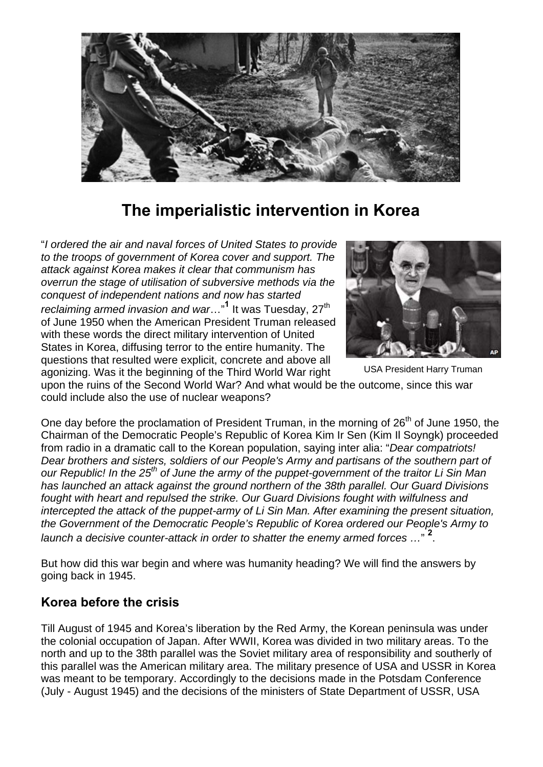# The imperialistic intervention in Korea

"*I ordered the air and naval forces of United States to provide to the troops of government of Korea cover and support. The attack against Korea makes it clear that communism has overrun the stage of utilisation of subversive methods via the conquest of independent nations and now has started reclaiming armed invasion and war*…"[1] It was Tuesday, 27th of June 1950 when the American President Truman released with these words the direct military intervention of United States in Korea, diffusing terror to the entire humanity. The questions that resulted were explicit, concrete and above all agonizing. Was it the beginning of the Third World War right upon the ruins of the Second World War? And what would be the outcome, since this war could include also the use of nuclear weapons?

USA President Harry Truman

One day before the proclamation of President Truman, in the morning of 26th of June 1950, the Chairman of the Democratic People's Republic of Korea Kim Ir Sen (Kim Il Soyngk) proceeded from radio in a dramatic call to the Korean population, saying inter alia: "*Dear compatriots! Dear brothers and sisters, soldiers of our People's Army and partisans of the southern part of our Republic! In the 25th of June the army of the puppet-government of the traitor Li Sin Man has launched an attack against the ground northern of the 38th parallel. Our Guard Divisions fought with heart and repulsed the strike. Our Guard Divisions fought with wilfulness and intercepted the attack of the puppet-army of Li Sin Man. After examining the present situation, the Government of the Democratic People's Republic of Korea ordered our People's Army to launch a decisive counter-attack in order to shatter the enemy armed forces …*" [2].

But how did this war begin and where was humanity heading? We will find the answers by going back in 1945.

## Korea before the crisis

Till August of 1945 and Korea's liberation by the Red Army, the Korean peninsula was under the colonial occupation of Japan. After WWII, Korea was divided in two military areas. To the north and up to the 38th parallel was the Soviet military area of responsibility and southerly of this parallel was the American military area. The military presence of USA and USSR in Korea was meant to be temporary. Accordingly to the decisions made in the Potsdam Conference (July - August 1945) and the decisions of the ministers of State Department of USSR, USA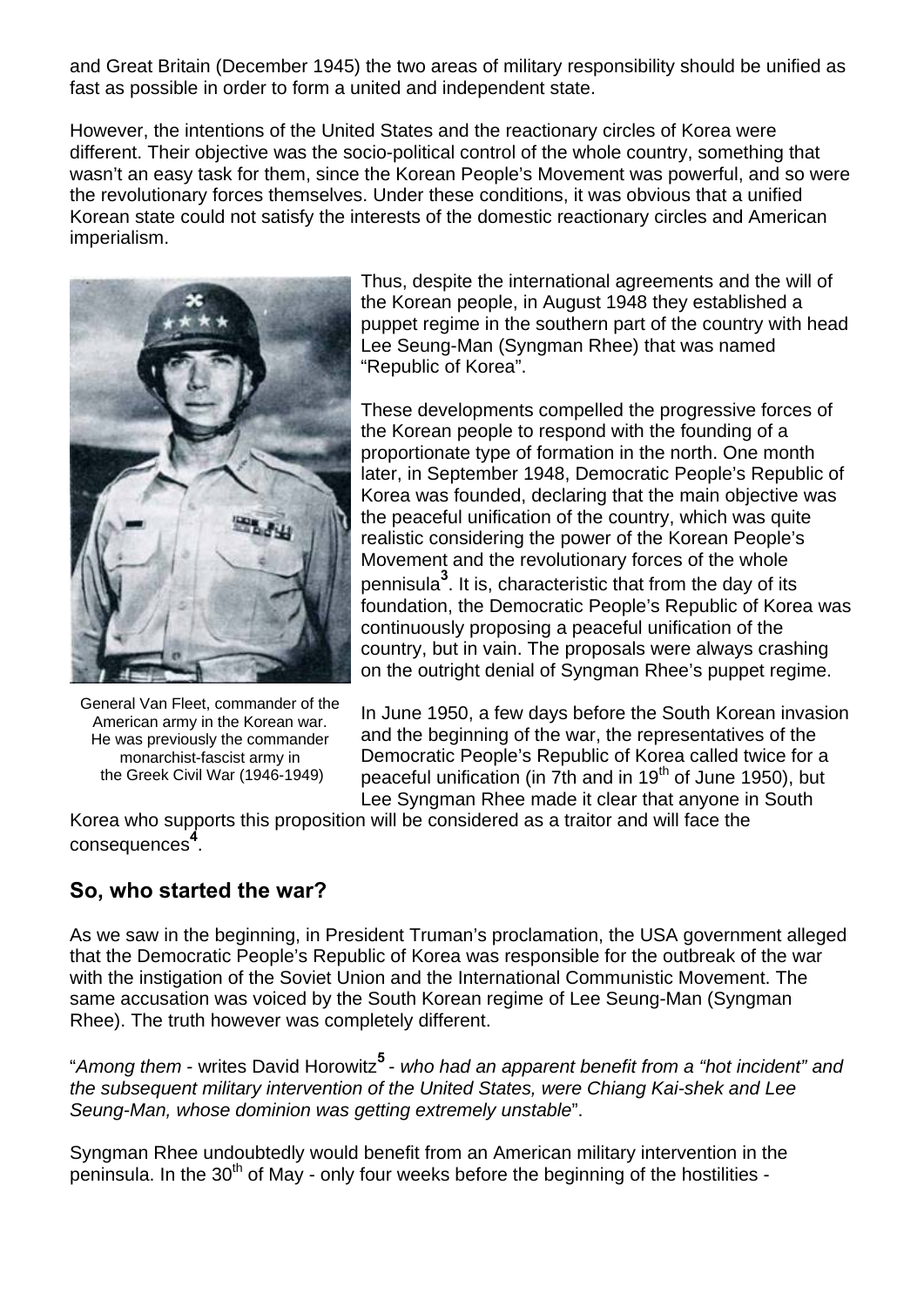and Great Britain (December 1945) the two areas of military responsibility should be unified as fast as possible in order to form a united and independent state.

However, the intentions of the United States and the reactionary circles of Korea were different. Their objective was the socio-political control of the whole country, something that wasn't an easy task for them, since the Korean People's Movement was powerful, and so were the revolutionary forces themselves. Under these conditions, it was obvious that a unified Korean state could not satisfy the interests of the domestic reactionary circles and American imperialism.

General Van Fleet, commander of the American army in the Korean war. He was previously the commander monarchist-fascist army in the Greek Civil War (1946-1949)

Thus, despite the international agreements and the will of the Korean people, in August 1948 they established a puppet regime in the southern part of the country with head Lee Seung-Man (Syngman Rhee) that was named "Republic of Korea".

These developments compelled the progressive forces of the Korean people to respond with the founding of a proportionate type of formation in the north. One month later, in September 1948, Democratic People's Republic of Korea was founded, declaring that the main objective was the peaceful unification of the country, which was quite realistic considering the power of the Korean People's Movement and the revolutionary forces of the whole pennisula[3]. It is, characteristic that from the day of its foundation, the Democratic People's Republic of Korea was continuously proposing a peaceful unification of the country, but in vain. The proposals were always crashing on the outright denial of Syngman Rhee's puppet regime.

In June 1950, a few days before the South Korean invasion and the beginning of the war, the representatives of the Democratic People's Republic of Korea called twice for a peaceful unification (in 7th and in 19th of June 1950), but Lee Syngman Rhee made it clear that anyone in South Korea who supports this proposition will be considered as a traitor and will face the consequences[4].

## So, who started the war?

As we saw in the beginning, in President Truman's proclamation, the USA government alleged that the Democratic People's Republic of Korea was responsible for the outbreak of the war with the instigation of the Soviet Union and the International Communistic Movement. The same accusation was voiced by the South Korean regime of Lee Seung-Man (Syngman Rhee). The truth however was completely different.

"*Among them* - writes David Horowitz[5] - *who had an apparent benefit from a "hot incident" and the subsequent military intervention of the United States, were Chiang Kai-shek and Lee Seung-Man, whose dominion was getting extremely unstable*".

Syngman Rhee undoubtedly would benefit from an American military intervention in the peninsula. In the 30th of May - only four weeks before the beginning of the hostilities -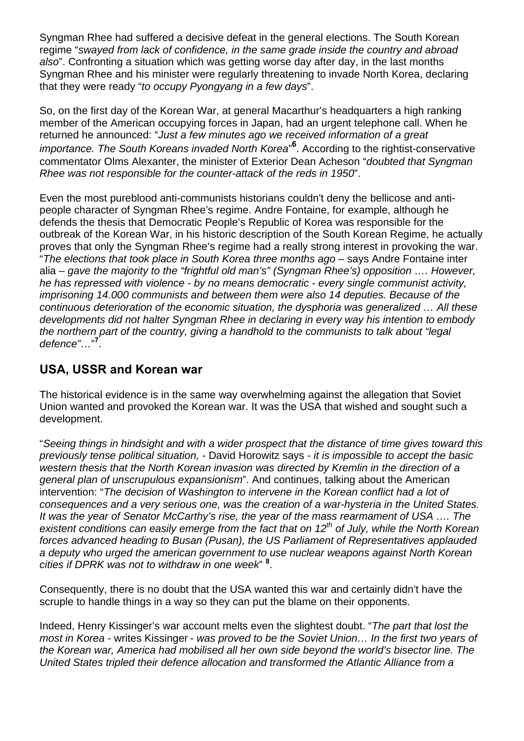Syngman Rhee had suffered a decisive defeat in the general elections. The South Korean regime "*swayed from lack of confidence, in the same grade inside the country and abroad also*". Confronting a situation which was getting worse day after day, in the last months Syngman Rhee and his minister were regularly threatening to invade North Korea, declaring that they were ready "*to occupy Pyongyang in a few days*".

So, on the first day of the Korean War, at general Macarthur's headquarters a high ranking member of the American occupying forces in Japan, had an urgent telephone call. When he returned he announced: "*Just a few minutes ago we received information of a great importance. The South Koreans invaded North Korea*"[6]. According to the rightist-conservative commentator Olms Alexanter, the minister of Exterior Dean Acheson "*doubted that Syngman Rhee was not responsible for the counter-attack of the reds in 1950*".

Even the most pureblood anti-communists historians couldn't deny the bellicose and anti-people character of Syngman Rhee's regime. Andre Fontaine, for example, although he defends the thesis that Democratic People's Republic of Korea was responsible for the outbreak of the Korean War, in his historic description of the South Korean Regime, he actually proves that only the Syngman Rhee's regime had a really strong interest in provoking the war. "*The elections that took place in South Korea three months ago* – says Andre Fontaine inter alia – *gave the majority to the "frightful old man's" (Syngman Rhee's) opposition …. However, he has repressed with violence - by no means democratic - every single communist activity, imprisoning 14.000 communists and between them were also 14 deputies. Because of the continuous deterioration of the economic situation, the dysphoria was generalized … All these developments did not halter Syngman Rhee in declaring in every way his intention to embody the northern part of the country, giving a handhold to the communists to talk about "legal defence"…*"[7].

## USA, USSR and Korean war

The historical evidence is in the same way overwhelming against the allegation that Soviet Union wanted and provoked the Korean war. It was the USA that wished and sought such a development.

"*Seeing things in hindsight and with a wider prospect that the distance of time gives toward this previously tense political situation,* - David Horowitz says - *it is impossible to accept the basic western thesis that the North Korean invasion was directed by Kremlin in the direction of a general plan of unscrupulous expansionism*". And continues, talking about the American intervention: "*The decision of Washington to intervene in the Korean conflict had a lot of consequences and a very serious one, was the creation of a war-hysteria in the United States. It was the year of Senator McCarthy's rise, the year of the mass rearmament of USA …. The existent conditions can easily emerge from the fact that on 12th of July, while the North Korean forces advanced heading to Busan (Pusan), the US Parliament of Representatives applauded a deputy who urged the american government to use nuclear weapons against North Korean cities if DPRK was not to withdraw in one week*" [8].

Consequently, there is no doubt that the USA wanted this war and certainly didn't have the scruple to handle things in a way so they can put the blame on their opponents.

Indeed, Henry Kissinger's war account melts even the slightest doubt. "*The part that lost the most in Korea* - writes Kissinger - *was proved to be the Soviet Union… In the first two years of the Korean war, America had mobilised all her own side beyond the world's bisector line. The United States tripled their defence allocation and transformed the Atlantic Alliance from a*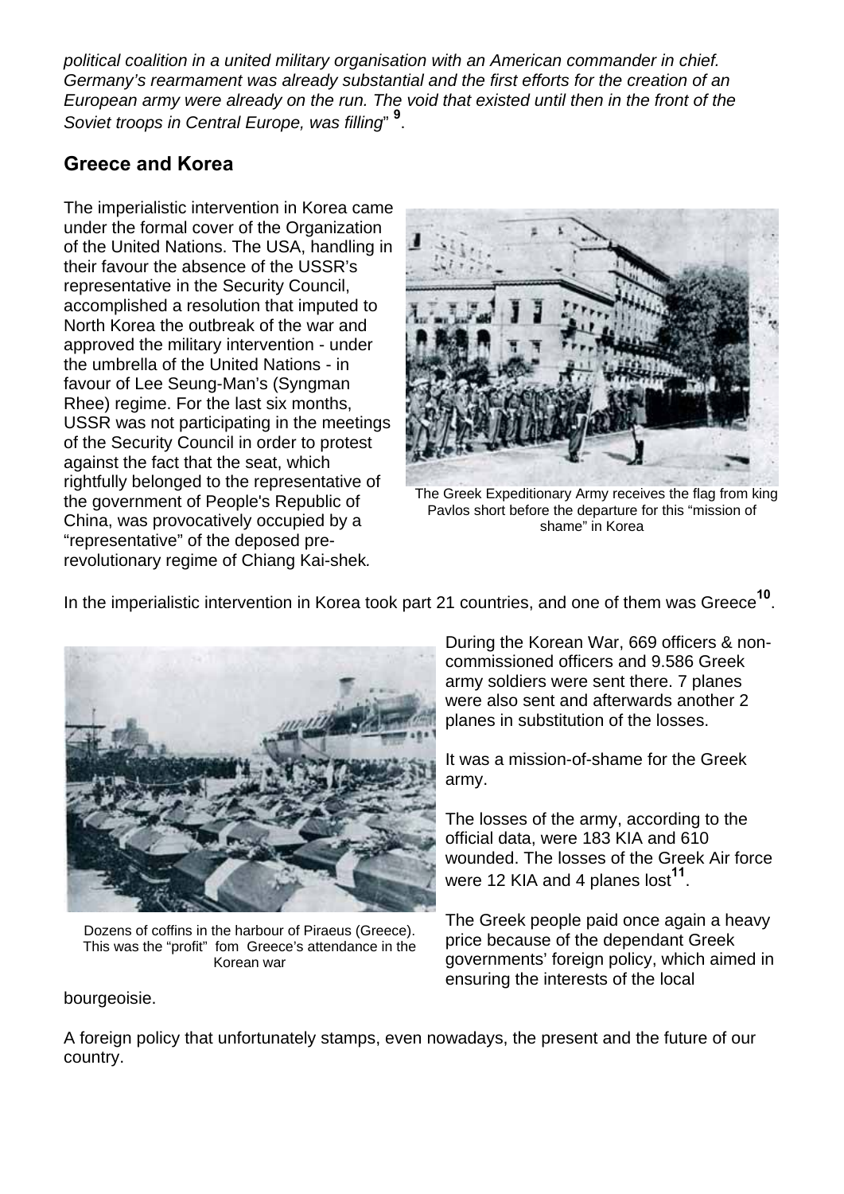*political coalition in a united military organisation with an American commander in chief. Germany's rearmament was already substantial and the first efforts for the creation of an European army were already on the run. The void that existed until then in the front of the Soviet troops in Central Europe, was filling*" [9].

## Greece and Korea

The imperialistic intervention in Korea came under the formal cover of the Organization of the United Nations. The USA, handling in their favour the absence of the USSR's representative in the Security Council, accomplished a resolution that imputed to North Korea the outbreak of the war and approved the military intervention - under the umbrella of the United Nations - in favour of Lee Seung-Man's (Syngman Rhee) regime. For the last six months, USSR was not participating in the meetings of the Security Council in order to protest against the fact that the seat, which rightfully belonged to the representative of the government of People's Republic of China, was provocatively occupied by a "representative" of the deposed pre-revolutionary regime of Chiang Kai-shek*.*

The Greek Expeditionary Army receives the flag from king Pavlos short before the departure for this "mission of shame" in Korea

In the imperialistic intervention in Korea took part 21 countries, and one of them was Greece[10].

Dozens of coffins in the harbour of Piraeus (Greece). This was the "profit" fom Greece's attendance in the Korean war

During the Korean War, 669 officers & non-commissioned officers and 9.586 Greek army soldiers were sent there. 7 planes were also sent and afterwards another 2 planes in substitution of the losses.

It was a mission-of-shame for the Greek army.

The losses of the army, according to the official data, were 183 KIA and 610 wounded. The losses of the Greek Air force were 12 KIA and 4 planes lost[11].

The Greek people paid once again a heavy price because of the dependant Greek governments' foreign policy, which aimed in ensuring the interests of the local bourgeoisie.

A foreign policy that unfortunately stamps, even nowadays, the present and the future of our country.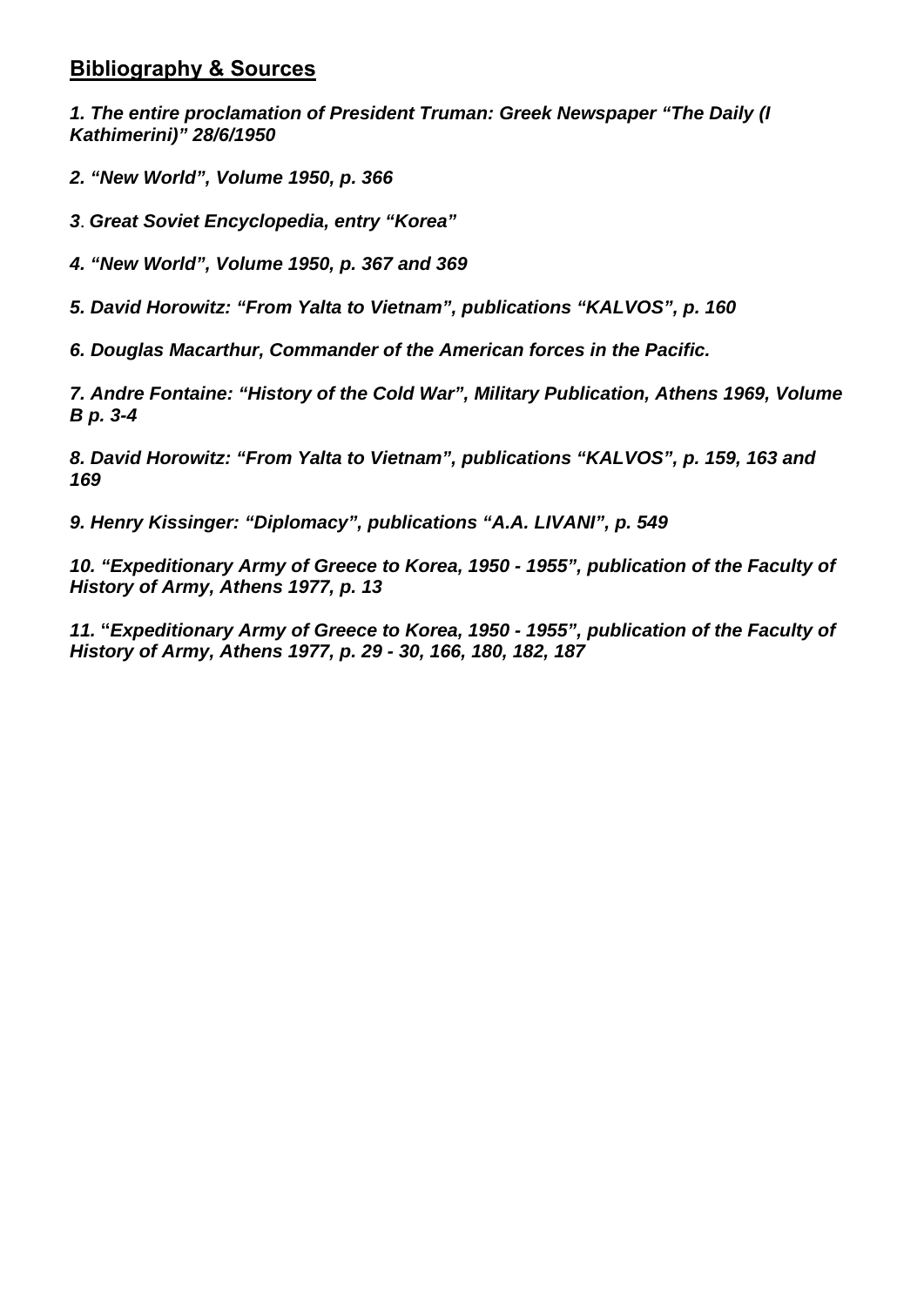## Bibliography & Sources

***1. The entire proclamation of President Truman: Greek Newspaper "The Daily (I Kathimerini)" 28/6/1950***

***2. "New World", Volume 1950, p. 366***

***3. Great Soviet Encyclopedia, entry "Korea"***

***4. "New World", Volume 1950, p. 367 and 369***

***5. David Horowitz: "From Yalta to Vietnam", publications "KALVOS", p. 160***

***6. Douglas Macarthur, Commander of the American forces in the Pacific.***

***7. Andre Fontaine: "History of the Cold War", Military Publication, Athens 1969, Volume B p. 3-4***

***8. David Horowitz: "From Yalta to Vietnam", publications "KALVOS", p. 159, 163 and 169***

***9. Henry Kissinger: "Diplomacy", publications "A.A. LIVANI", p. 549***

***10. "Expeditionary Army of Greece to Korea, 1950 - 1955", publication of the Faculty of History of Army, Athens 1977, p. 13***

***11. "Expeditionary Army of Greece to Korea, 1950 - 1955", publication of the Faculty of History of Army, Athens 1977, p. 29 - 30, 166, 180, 182, 187***